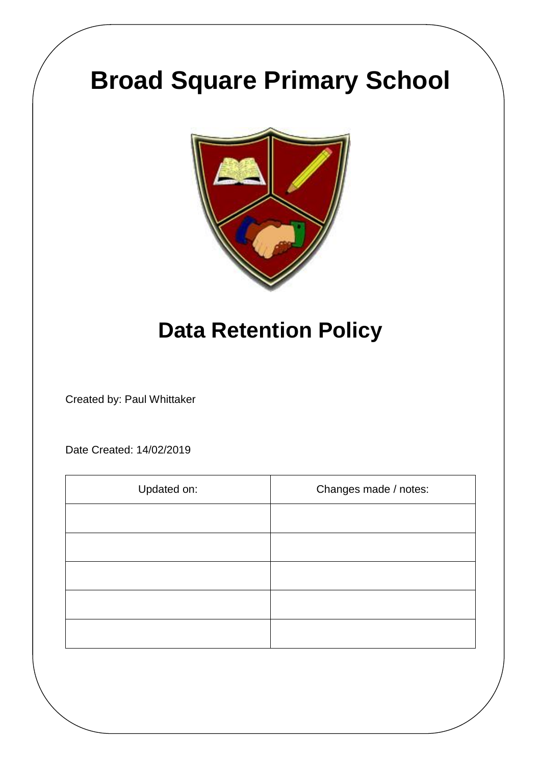# Broad Square Primary School

## Data Retention Policy

Created by: Paul Whittaker

Date Created: 14/02/2019

| Updated on: | Changes made / notes: |
|---|---|
| | |
| | |
| | |
| | |
| | |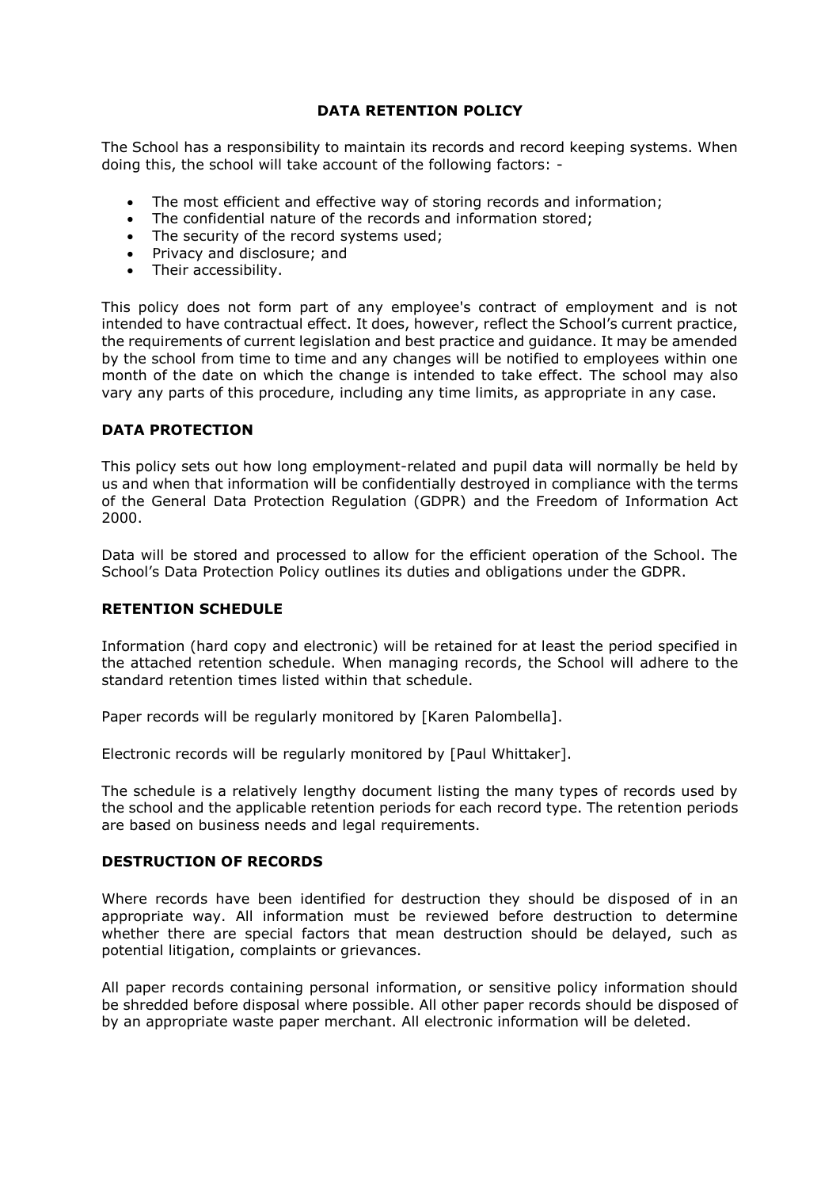# DATA RETENTION POLICY

The School has a responsibility to maintain its records and record keeping systems. When doing this, the school will take account of the following factors: -

- The most efficient and effective way of storing records and information;
- The confidential nature of the records and information stored;
- The security of the record systems used;
- Privacy and disclosure; and
- Their accessibility.

This policy does not form part of any employee's contract of employment and is not intended to have contractual effect. It does, however, reflect the School's current practice, the requirements of current legislation and best practice and guidance. It may be amended by the school from time to time and any changes will be notified to employees within one month of the date on which the change is intended to take effect. The school may also vary any parts of this procedure, including any time limits, as appropriate in any case.

## DATA PROTECTION

This policy sets out how long employment-related and pupil data will normally be held by us and when that information will be confidentially destroyed in compliance with the terms of the General Data Protection Regulation (GDPR) and the Freedom of Information Act 2000.

Data will be stored and processed to allow for the efficient operation of the School. The School's Data Protection Policy outlines its duties and obligations under the GDPR.

## RETENTION SCHEDULE

Information (hard copy and electronic) will be retained for at least the period specified in the attached retention schedule. When managing records, the School will adhere to the standard retention times listed within that schedule.

Paper records will be regularly monitored by [Karen Palombella].

Electronic records will be regularly monitored by [Paul Whittaker].

The schedule is a relatively lengthy document listing the many types of records used by the school and the applicable retention periods for each record type. The retention periods are based on business needs and legal requirements.

## DESTRUCTION OF RECORDS

Where records have been identified for destruction they should be disposed of in an appropriate way. All information must be reviewed before destruction to determine whether there are special factors that mean destruction should be delayed, such as potential litigation, complaints or grievances.

All paper records containing personal information, or sensitive policy information should be shredded before disposal where possible. All other paper records should be disposed of by an appropriate waste paper merchant. All electronic information will be deleted.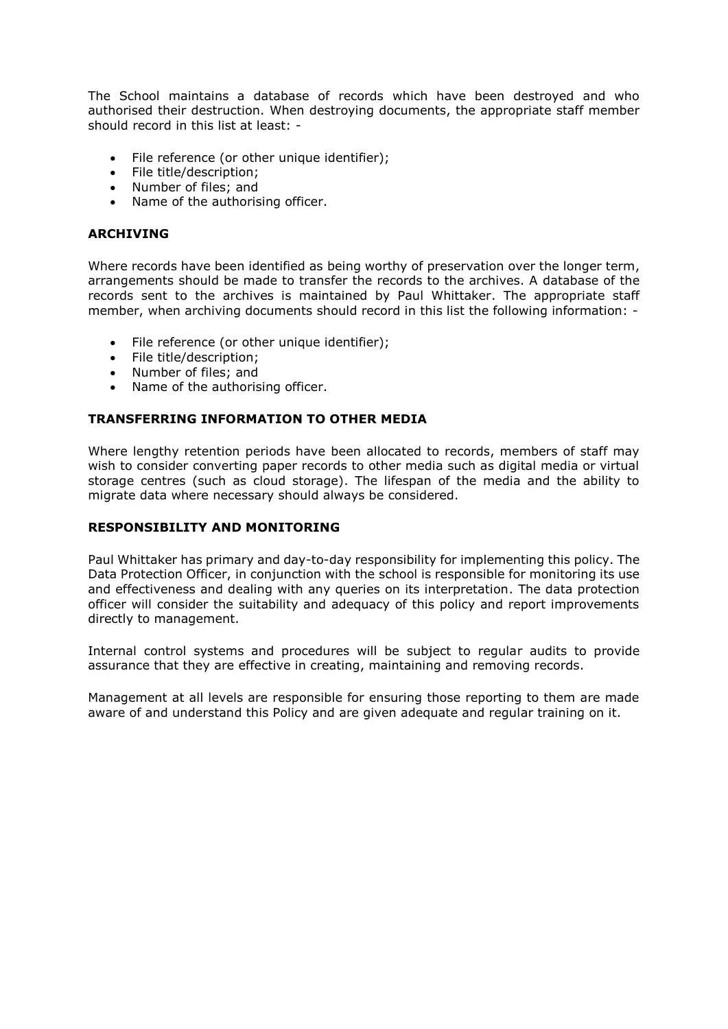The School maintains a database of records which have been destroyed and who authorised their destruction. When destroying documents, the appropriate staff member should record in this list at least: -

- File reference (or other unique identifier);
- File title/description;
- Number of files; and
- Name of the authorising officer.

## ARCHIVING

Where records have been identified as being worthy of preservation over the longer term, arrangements should be made to transfer the records to the archives. A database of the records sent to the archives is maintained by Paul Whittaker. The appropriate staff member, when archiving documents should record in this list the following information: -

- File reference (or other unique identifier);
- File title/description;
- Number of files; and
- Name of the authorising officer.

## TRANSFERRING INFORMATION TO OTHER MEDIA

Where lengthy retention periods have been allocated to records, members of staff may wish to consider converting paper records to other media such as digital media or virtual storage centres (such as cloud storage). The lifespan of the media and the ability to migrate data where necessary should always be considered.

## RESPONSIBILITY AND MONITORING

Paul Whittaker has primary and day-to-day responsibility for implementing this policy. The Data Protection Officer, in conjunction with the school is responsible for monitoring its use and effectiveness and dealing with any queries on its interpretation. The data protection officer will consider the suitability and adequacy of this policy and report improvements directly to management.

Internal control systems and procedures will be subject to regular audits to provide assurance that they are effective in creating, maintaining and removing records.

Management at all levels are responsible for ensuring those reporting to them are made aware of and understand this Policy and are given adequate and regular training on it.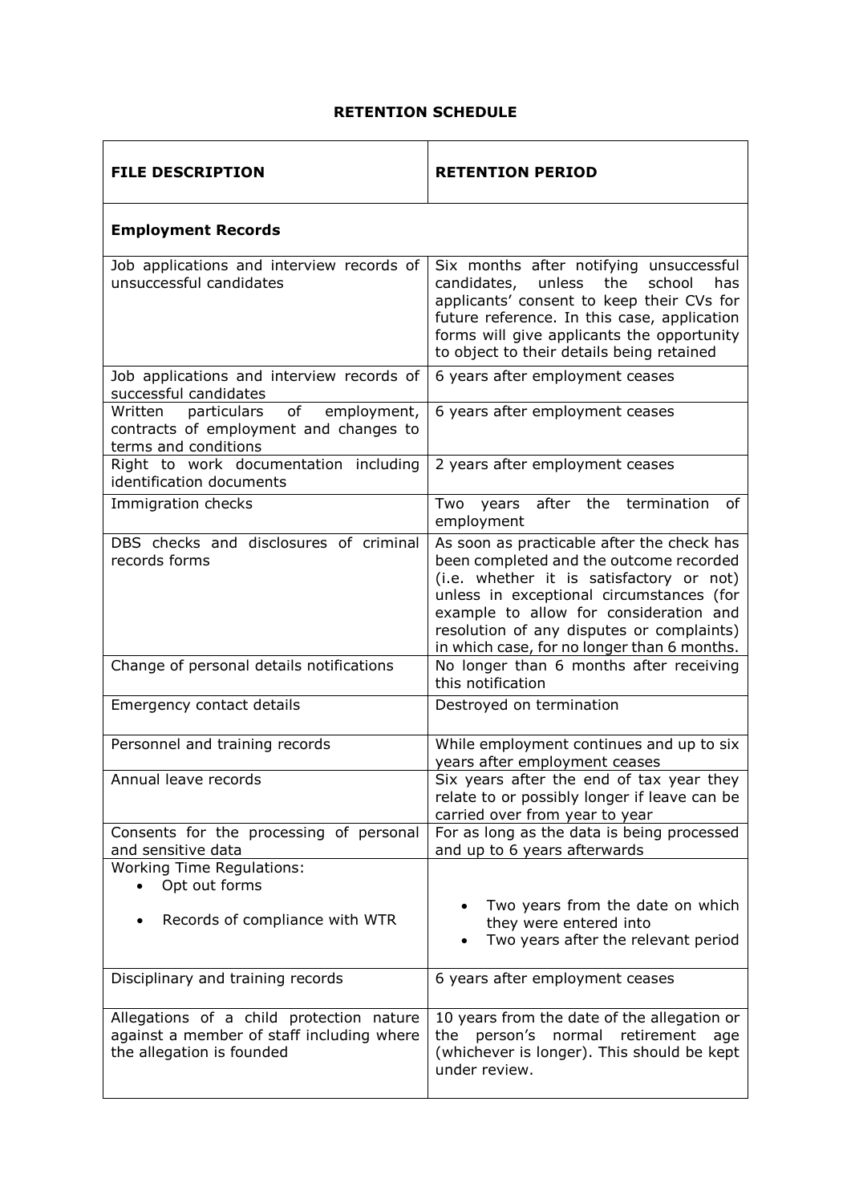## RETENTION SCHEDULE

| FILE DESCRIPTION | RETENTION PERIOD |
|---|---|
| **Employment Records** | |
| Job applications and interview records of unsuccessful candidates | Six months after notifying unsuccessful candidates, unless the school has applicants' consent to keep their CVs for future reference. In this case, application forms will give applicants the opportunity to object to their details being retained |
| Job applications and interview records of successful candidates | 6 years after employment ceases |
| Written particulars of employment, contracts of employment and changes to terms and conditions | 6 years after employment ceases |
| Right to work documentation including identification documents | 2 years after employment ceases |
| Immigration checks | Two years after the termination of employment |
| DBS checks and disclosures of criminal records forms | As soon as practicable after the check has been completed and the outcome recorded (i.e. whether it is satisfactory or not) unless in exceptional circumstances (for example to allow for consideration and resolution of any disputes or complaints) in which case, for no longer than 6 months. |
| Change of personal details notifications | No longer than 6 months after receiving this notification |
| Emergency contact details | Destroyed on termination |
| Personnel and training records | While employment continues and up to six years after employment ceases |
| Annual leave records | Six years after the end of tax year they relate to or possibly longer if leave can be carried over from year to year |
| Consents for the processing of personal and sensitive data | For as long as the data is being processed and up to 6 years afterwards |
| Working Time Regulations:<br>• Opt out forms<br>• Records of compliance with WTR | • Two years from the date on which they were entered into<br>• Two years after the relevant period |
| Disciplinary and training records | 6 years after employment ceases |
| Allegations of a child protection nature against a member of staff including where the allegation is founded | 10 years from the date of the allegation or the person's normal retirement age (whichever is longer). This should be kept under review. |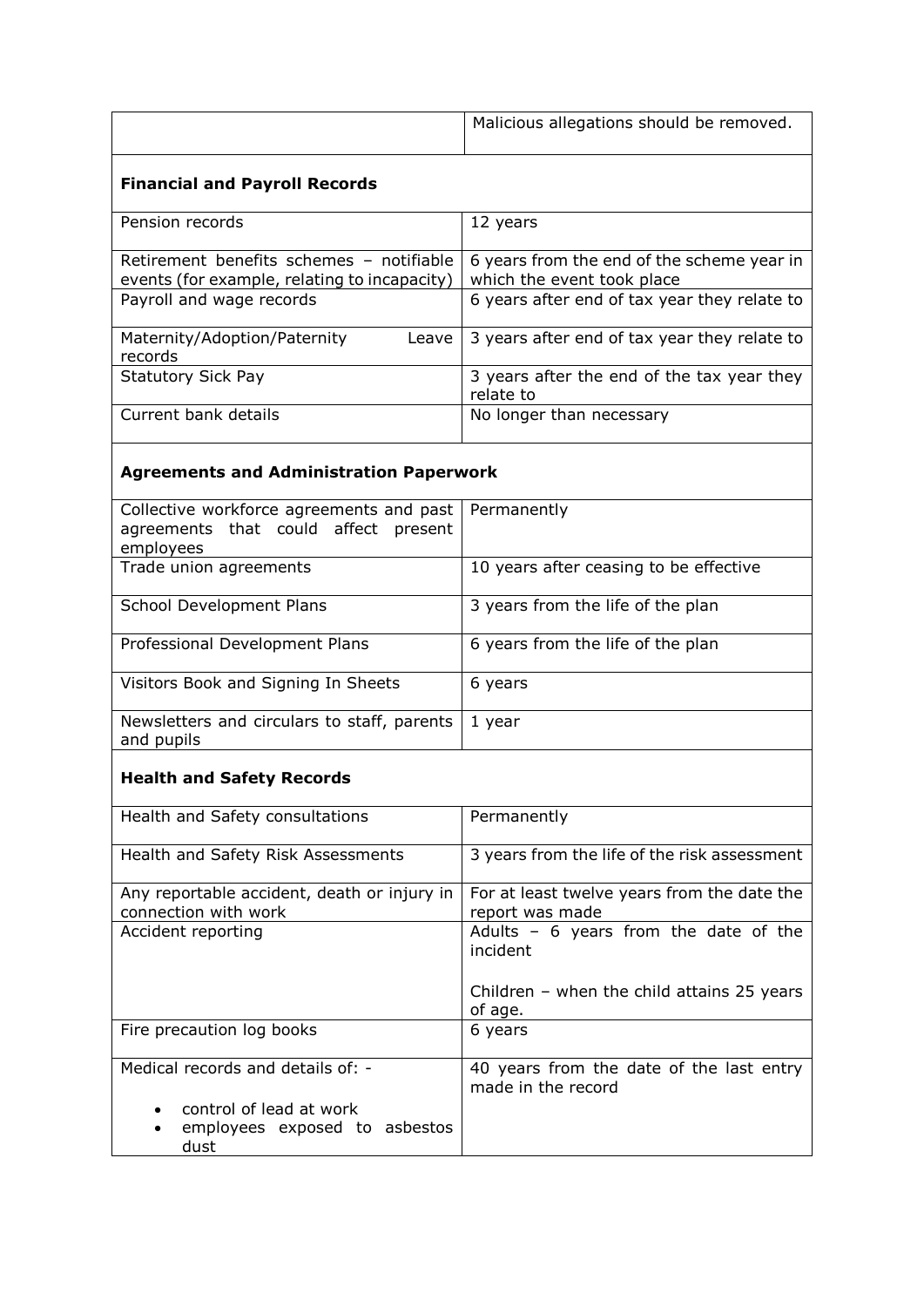| | |
|---|---|
| | Malicious allegations should be removed. |
| **Financial and Payroll Records** | |
| Pension records | 12 years |
| Retirement benefits schemes – notifiable events (for example, relating to incapacity) | 6 years from the end of the scheme year in which the event took place |
| Payroll and wage records | 6 years after end of tax year they relate to |
| Maternity/Adoption/Paternity Leave records | 3 years after end of tax year they relate to |
| Statutory Sick Pay | 3 years after the end of the tax year they relate to |
| Current bank details | No longer than necessary |
| **Agreements and Administration Paperwork** | |
| Collective workforce agreements and past agreements that could affect present employees | Permanently |
| Trade union agreements | 10 years after ceasing to be effective |
| School Development Plans | 3 years from the life of the plan |
| Professional Development Plans | 6 years from the life of the plan |
| Visitors Book and Signing In Sheets | 6 years |
| Newsletters and circulars to staff, parents and pupils | 1 year |
| **Health and Safety Records** | |
| Health and Safety consultations | Permanently |
| Health and Safety Risk Assessments | 3 years from the life of the risk assessment |
| Any reportable accident, death or injury in connection with work | For at least twelve years from the date the report was made |
| Accident reporting | Adults – 6 years from the date of the incident<br><br>Children – when the child attains 25 years of age. |
| Fire precaution log books | 6 years |
| Medical records and details of: -<br>• control of lead at work<br>• employees exposed to asbestos dust | 40 years from the date of the last entry made in the record |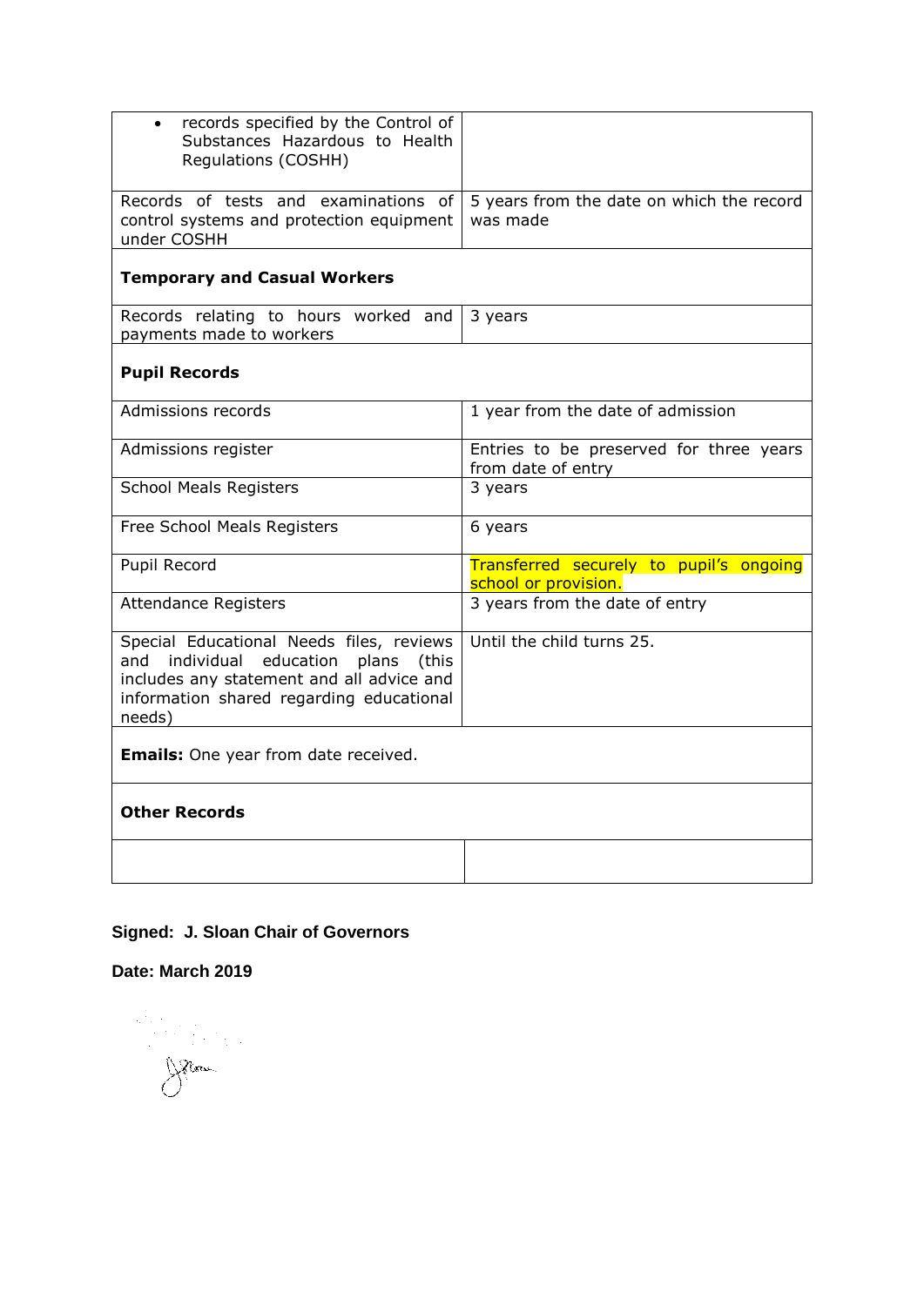| | |
|---|---|
| • records specified by the Control of Substances Hazardous to Health Regulations (COSHH) | |
| Records of tests and examinations of control systems and protection equipment under COSHH | 5 years from the date on which the record was made |
| **Temporary and Casual Workers** | |
| Records relating to hours worked and payments made to workers | 3 years |
| **Pupil Records** | |
| Admissions records | 1 year from the date of admission |
| Admissions register | Entries to be preserved for three years from date of entry |
| School Meals Registers | 3 years |
| Free School Meals Registers | 6 years |
| Pupil Record | Transferred securely to pupil's ongoing school or provision. |
| Attendance Registers | 3 years from the date of entry |
| Special Educational Needs files, reviews and individual education plans (this includes any statement and all advice and information shared regarding educational needs) | Until the child turns 25. |
| **Emails:** One year from date received. | |
| **Other Records** | |
| | |

**Signed: J. Sloan Chair of Governors**

**Date: March 2019**